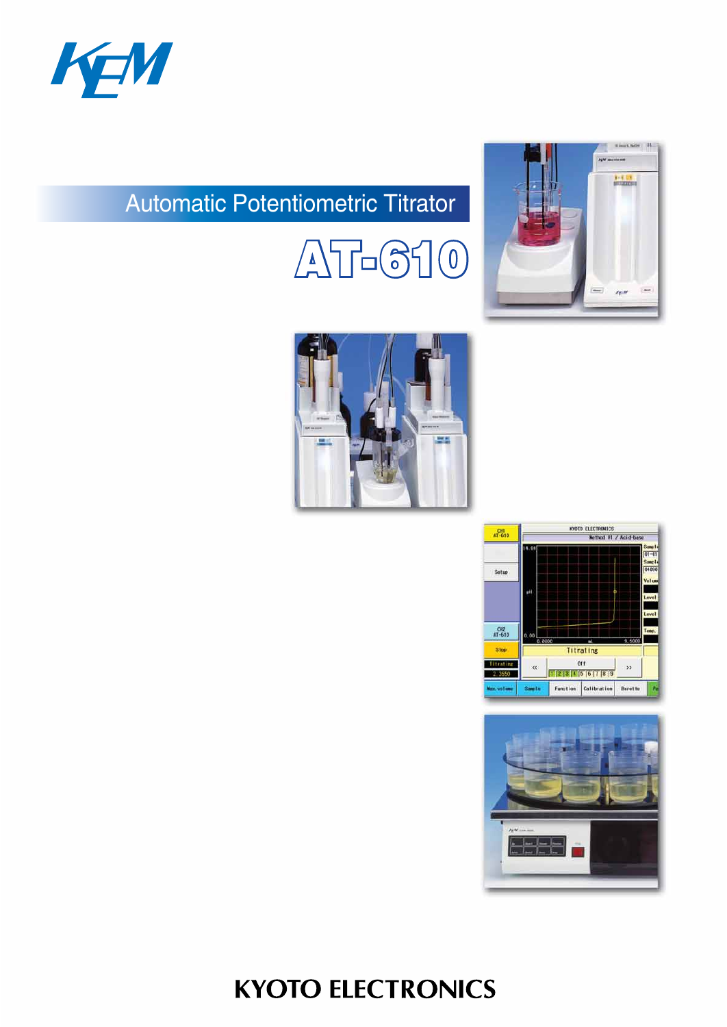KEM

Automatic Potentiometric Titrator

# AT-610

KYOTO ELECTRONICS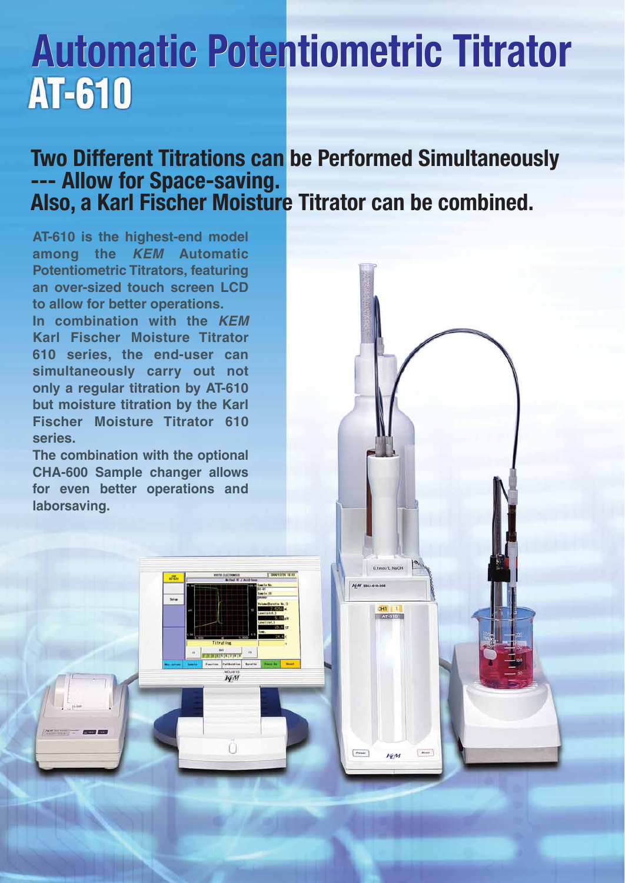# Automatic Potentiometric Titrator AT-610

## Two Different Titrations can be Performed Simultaneously --- Allow for Space-saving. Also, a Karl Fischer Moisture Titrator can be combined.

**AT-610 is the highest-end model among the *KEM* Automatic Potentiometric Titrators, featuring an over-sized touch screen LCD to allow for better operations.**

**In combination with the *KEM* Karl Fischer Moisture Titrator 610 series, the end-user can simultaneously carry out not only a regular titration by AT-610 but moisture titration by the Karl Fischer Moisture Titrator 610 series.**

**The combination with the optional CHA-600 Sample changer allows for even better operations and laborsaving.**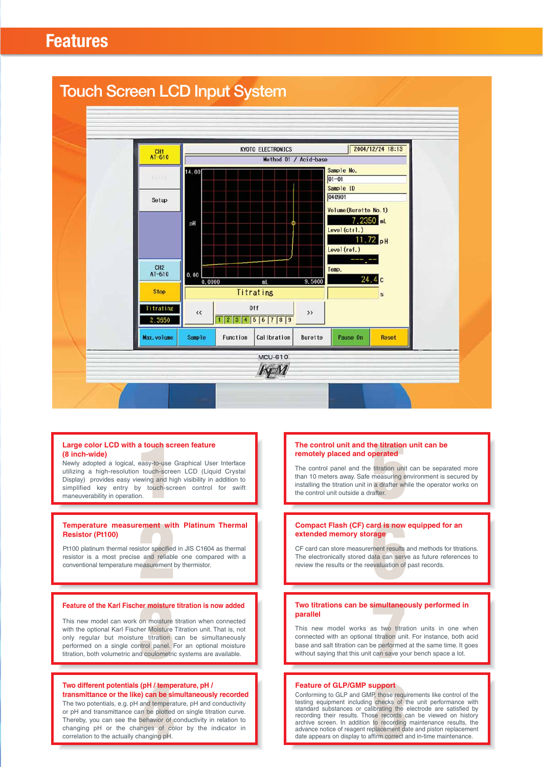# Features

## Touch Screen LCD Input System

### Large color LCD with a touch screen feature (8 inch-wide)

Newly adopted a logical, easy-to-use Graphical User Interface utilizing a high-resolution touch-screen LCD (Liquid Crystal Display) provides easy viewing and high visibility in addition to simplified key entry by touch-screen control for swift maneuverability in operation.

### Temperature measurement with Platinum Thermal Resistor (Pt100)

Pt100 platinum thermal resistor specified in JIS C1604 as thermal resistor is a most precise and reliable one compared with a conventional temperature measurement by thermistor.

### Feature of the Karl Fischer moisture titration is now added

This new model can work on moisture titration when connected with the optional Karl Fischer Moisture Titration unit. That is, not only regular but moisture titration can be simultaneously performed on a single control panel. For an optional moisture titration, both volumetric and coulometric systems are available.

### Two different potentials (pH / temperature, pH / transmittance or the like) can be simultaneously recorded

The two potentials, e.g. pH and temperature, pH and conductivity or pH and transmittance can be plotted on single titration curve. Thereby, you can see the behavior of conductivity in relation to changing pH or the changes of color by the indicator in correlation to the actually changing pH.

### The control unit and the titration unit can be remotely placed and operated

The control panel and the titration unit can be separated more than 10 meters away. Safe measuring environment is secured by installing the titration unit in a drafter while the operator works on the control unit outside a drafter.

### Compact Flash (CF) card is now equipped for an extended memory storage

CF card can store measurement results and methods for titrations. The electronically stored data can serve as future references to review the results or the reevaluation of past records.

### Two titrations can be simultaneously performed in parallel

This new model works as two titration units in one when connected with an optional titration unit. For instance, both acid base and salt titration can be performed at the same time. It goes without saying that this unit can save your bench space a lot.

### Feature of GLP/GMP support

Conforming to GLP and GMP, those requirements like control of the testing equipment including checks of the unit performance with standard substances or calibrating the electrode are satisfied by recording their results. Those records can be viewed on history archive screen. In addition to recording maintenance results, the advance notice of reagent replacement date and piston replacement date appears on display to affirm correct and in-time maintenance.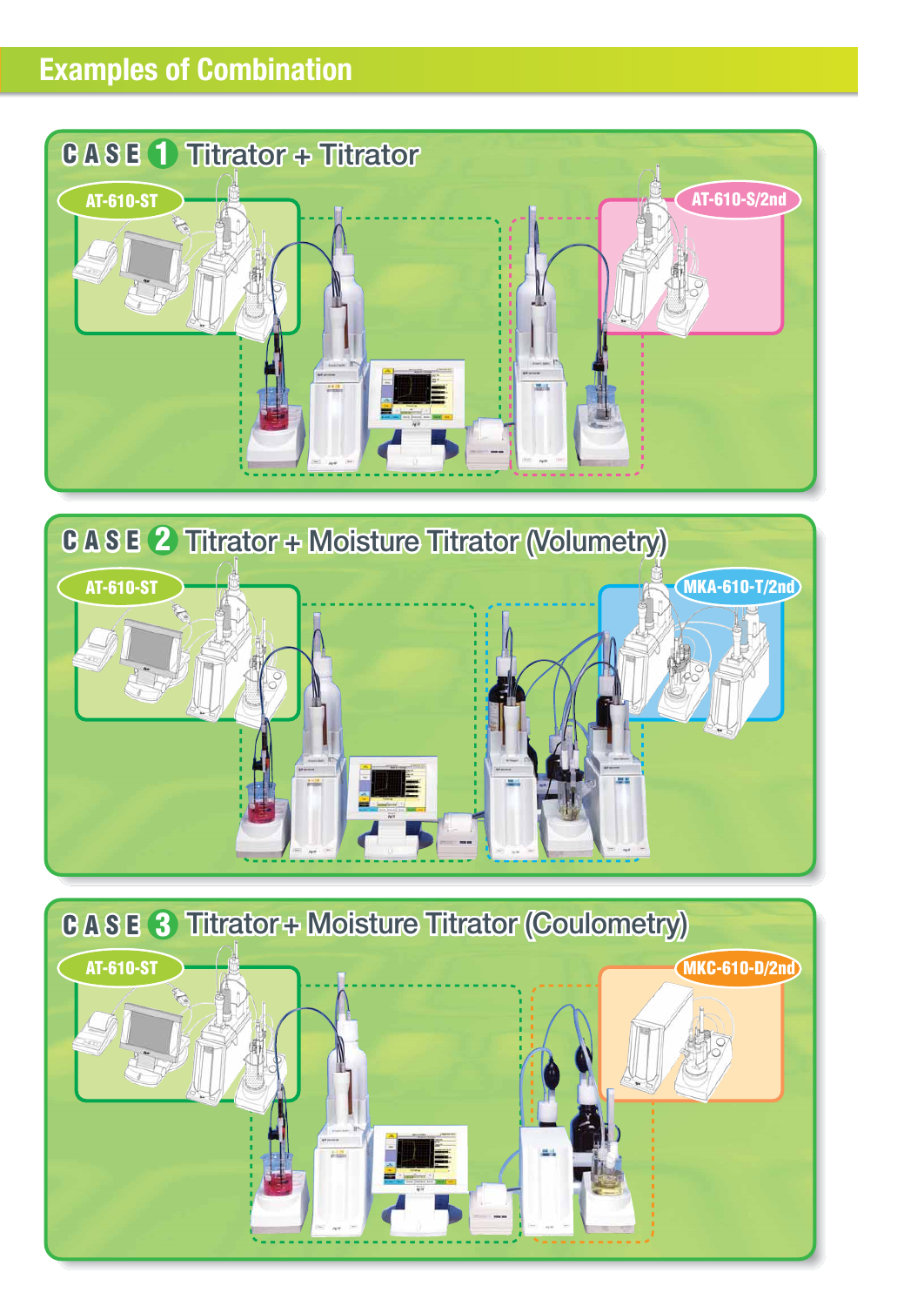# Examples of Combination

## CASE 1 Titrator + Titrator

AT-610-ST

AT-610-S/2nd

## CASE 2 Titrator + Moisture Titrator (Volumetry)

AT-610-ST

MKA-610-T/2nd

## CASE 3 Titrator + Moisture Titrator (Coulometry)

AT-610-ST

MKC-610-D/2nd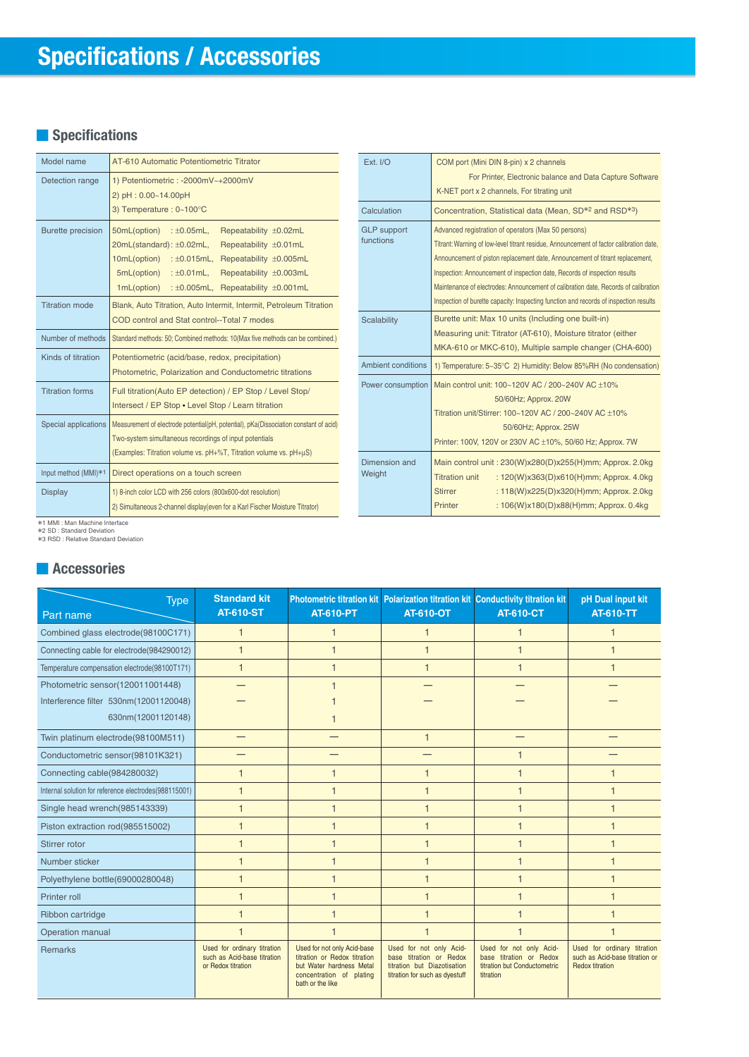# Specifications / Accessories

## Specifications

| | |
|---|---|
| Model name | AT-610 Automatic Potentiometric Titrator |
| Detection range | 1) Potentiometric : -2000mV~+2000mV<br>2) pH : 0.00~14.00pH<br>3) Temperature : 0~100°C |
| Burette precision | 50mL(option) : ±0.05mL, Repeatability ±0.02mL<br>20mL(standard) : ±0.02mL, Repeatability ±0.01mL<br>10mL(option) : ±0.015mL, Repeatability ±0.005mL<br>5mL(option) : ±0.01mL, Repeatability ±0.003mL<br>1mL(option) : ±0.005mL, Repeatability ±0.001mL |
| Titration mode | Blank, Auto Titration, Auto Intermit, Intermit, Petroleum Titration<br>COD control and Stat control--Total 7 modes |
| Number of methods | Standard methods: 50; Combined methods: 10(Max five methods can be combined.) |
| Kinds of titration | Potentiometric (acid/base, redox, precipitation)<br>Photometric, Polarization and Conductometric titrations |
| Titration forms | Full titration(Auto EP detection) / EP Stop / Level Stop/<br>Intersect / EP Stop • Level Stop / Learn titration |
| Special applications | Measurement of electrode potential(pH, potential), pKa(Dissociation constant of acid)<br>Two-system simultaneous recordings of input potentials<br>(Examples: Titration volume vs. pH+%T, Titration volume vs. pH+μS) |
| Input method (MMI)*1 | Direct operations on a touch screen |
| Display | 1) 8-inch color LCD with 256 colors (800x600-dot resolution)<br>2) Simultaneous 2-channel display(even for a Karl Fischer Moisture Titrator) |
| Ext. I/O | COM port (Mini DIN 8-pin) x 2 channels<br>For Printer, Electronic balance and Data Capture Software<br>K-NET port x 2 channels, For titrating unit |
| Calculation | Concentration, Statistical data (Mean, SD*2 and RSD*3) |
| GLP support functions | Advanced registration of operators (Max 50 persons)<br>Titrant: Warning of low-level titrant residue, Announcement of factor calibration date,<br>Announcement of piston replacement date, Announcement of titrant replacement,<br>Inspection: Announcement of inspection date, Records of inspection results<br>Maintenance of electrodes: Announcement of calibration date, Records of calibration<br>Inspection of burette capacity: Inspecting function and records of inspection results |
| Scalability | Burette unit: Max 10 units (Including one built-in)<br>Measuring unit: Titrator (AT-610), Moisture titrator (either MKA-610 or MKC-610), Multiple sample changer (CHA-600) |
| Ambient conditions | 1) Temperature: 5~35°C 2) Humidity: Below 85%RH (No condensation) |
| Power consumption | Main control unit: 100~120V AC / 200~240V AC ±10%<br>50/60Hz; Approx. 20W<br>Titration unit/Stirrer: 100~120V AC / 200~240V AC ±10%<br>50/60Hz; Approx. 25W<br>Printer: 100V, 120V or 230V AC ±10%, 50/60 Hz; Approx. 7W |
| Dimension and Weight | Main control unit : 230(W)x280(D)x255(H)mm; Approx. 2.0kg<br>Titration unit : 120(W)x363(D)x610(H)mm; Approx. 4.0kg<br>Stirrer : 118(W)x225(D)x320(H)mm; Approx. 2.0kg<br>Printer : 106(W)x180(D)x88(H)mm; Approx. 0.4kg |

*1 MMI : Man Machine Interface
*2 SD : Standard Deviation
*3 RSD : Relative Standard Deviation

## Accessories

| Part name \ Type | Standard kit AT-610-ST | Photometric titration kit AT-610-PT | Polarization titration kit AT-610-OT | Conductivity titration kit AT-610-CT | pH Dual input kit AT-610-TT |
|---|---|---|---|---|---|
| Combined glass electrode(98100C171) | 1 | 1 | 1 | 1 | 1 |
| Connecting cable for electrode(984290012) | 1 | 1 | 1 | 1 | 1 |
| Temperature compensation electrode(98100T171) | 1 | 1 | 1 | 1 | 1 |
| Photometric sensor(120011001448) | — | 1 | — | — | — |
| Interference filter 530nm(12001120048) | — | 1 | — | — | — |
| 630nm(12001120148) | | 1 | | | |
| Twin platinum electrode(98100M511) | — | — | 1 | — | — |
| Conductometric sensor(98101K321) | — | — | — | 1 | — |
| Connecting cable(984280032) | 1 | 1 | 1 | 1 | 1 |
| Internal solution for reference electrodes(988115001) | 1 | 1 | 1 | 1 | 1 |
| Single head wrench(985143339) | 1 | 1 | 1 | 1 | 1 |
| Piston extraction rod(985515002) | 1 | 1 | 1 | 1 | 1 |
| Stirrer rotor | 1 | 1 | 1 | 1 | 1 |
| Number sticker | 1 | 1 | 1 | 1 | 1 |
| Polyethylene bottle(69000280048) | 1 | 1 | 1 | 1 | 1 |
| Printer roll | 1 | 1 | 1 | 1 | 1 |
| Ribbon cartridge | 1 | 1 | 1 | 1 | 1 |
| Operation manual | 1 | 1 | 1 | 1 | 1 |
| Remarks | Used for ordinary titration such as Acid-base titration or Redox titration | Used for not only Acid-base titration or Redox titration but Water hardness Metal concentration of plating bath or the like | Used for not only Acid-base titration or Redox titration but Diazotisation titration for such as dyestuff | Used for not only Acid-base titration or Redox titration but Conductometric titration | Used for ordinary titration such as Acid-base titration or Redox titration |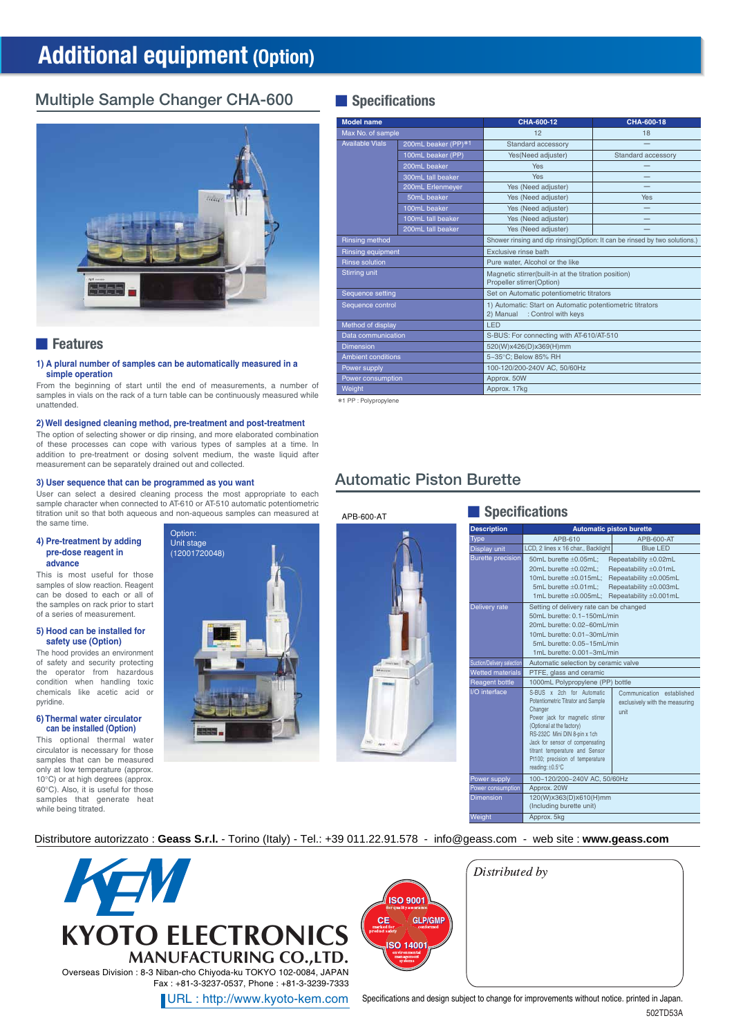# Additional equipment (Option)

## Multiple Sample Changer CHA-600

### Features

**1) A plural number of samples can be automatically measured in a simple operation**

From the beginning of start until the end of measurements, a number of samples in vials on the rack of a turn table can be continuously measured while unattended.

**2) Well designed cleaning method, pre-treatment and post-treatment**

The option of selecting shower or dip rinsing, and more elaborated combination of these processes can cope with various types of samples at a time. In addition to pre-treatment or dosing solvent medium, the waste liquid after measurement can be separately drained out and collected.

**3) User sequence that can be programmed as you want**

User can select a desired cleaning process the most appropriate to each sample character when connected to AT-610 or AT-510 automatic potentiometric titration unit so that both aqueous and non-aqueous samples can measured at the same time.

**4) Pre-treatment by adding pre-dose reagent in advance**

This is most useful for those samples of slow reaction. Reagent can be dosed to each or all of the samples on rack prior to start of a series of measurement.

**5) Hood can be installed for safety use (Option)**

The hood provides an environment of safety and security protecting the operator from hazardous condition when handling toxic chemicals like acetic acid or pyridine.

**6) Thermal water circulator can be installed (Option)**

This optional thermal water circulator is necessary for those samples that can be measured only at low temperature (approx. 10°C) or at high degrees (approx. 60°C). Also, it is useful for those samples that generate heat while being titrated.

Option:
Unit stage
(12001720048)

### Specifications

| Model name | | CHA-600-12 | CHA-600-18 |
|---|---|---|---|
| Max No. of sample | | 12 | 18 |
| Available Vials | 200mL beaker (PP)*1 | Standard accessory | — |
| | 100mL beaker (PP) | Yes(Need adjuster) | Standard accessory |
| | 200mL beaker | Yes | — |
| | 300mL tall beaker | Yes | — |
| | 200mL Erlenmeyer | Yes (Need adjuster) | — |
| | 50mL beaker | Yes (Need adjuster) | Yes |
| | 100mL beaker | Yes (Need adjuster) | — |
| | 100mL tall beaker | Yes (Need adjuster) | — |
| | 200mL tall beaker | Yes (Need adjuster) | — |
| Rinsing method | | Shower rinsing and dip rinsing(Option: It can be rinsed by two solutions.) | |
| Rinsing equipment | | Exclusive rinse bath | |
| Rinse solution | | Pure water, Alcohol or the like | |
| Stirring unit | | Magnetic stirrer(built-in at the titration position)<br>Propeller stirrer(Option) | |
| Sequence setting | | Set on Automatic potentiometric titrators | |
| Sequence control | | 1) Automatic: Start on Automatic potentiometric titrators<br>2) Manual : Control with keys | |
| Method of display | | LED | |
| Data communication | | S-BUS: For connecting with AT-610/AT-510 | |
| Dimension | | 520(W)x426(D)x369(H)mm | |
| Ambient conditions | | 5–35°C; Below 85% RH | |
| Power supply | | 100-120/200-240V AC, 50/60Hz | |
| Power consumption | | Approx. 50W | |
| Weight | | Approx. 17kg | |

*1 PP : Polypropylene

## Automatic Piston Burette

APB-600-AT

### Specifications

| Description | Automatic piston burette | |
|---|---|---|
| Type | APB-610 | APB-600-AT |
| Display unit | LCD, 2 lines x 16 char., Backlight | Blue LED |
| Burette precision | 50mL burette ±0.05mL; Repeatability ±0.02mL<br>20mL burette ±0.02mL; Repeatability ±0.01mL<br>10mL burette ±0.015mL; Repeatability ±0.005mL<br>5mL burette ±0.01mL; Repeatability ±0.003mL<br>1mL burette ±0.005mL; Repeatability ±0.001mL | |
| Delivery rate | Setting of delivery rate can be changed<br>50mL burette: 0.1–150mL/min<br>20mL burette: 0.02–60mL/min<br>10mL burette: 0.01–30mL/min<br>5mL burette: 0.05–15mL/min<br>1mL burette: 0.001–3mL/min | |
| Suction/Delivery selection | Automatic selection by ceramic valve | |
| Wetted materials | PTFE, glass and ceramic | |
| Reagent bottle | 1000mL Polypropylene (PP) bottle | |
| I/O interface | S-BUS x 2ch for Automatic Potentiometric Titrator and Sample Changer<br>Power jack for magnetic stirrer (Optional at the factory)<br>RS-232C Mini DIN 8-pin x 1ch<br>Jack for sensor of compensating titrant temperature and Sensor Pt100; precision of temperature reading: ±0.5°C | Communication established exclusively with the measuring unit |
| Power supply | 100–120/200–240V AC, 50/60Hz | |
| Power consumption | Approx. 20W | |
| Dimension | 120(W)x363(D)x610(H)mm<br>(Including burette unit) | |
| Weight | Approx. 5kg | |

Distributore autorizzato : **Geass S.r.l.** - Torino (Italy) - Tel.: +39 011.22.91.578 - info@geass.com - web site : **www.geass.com**

KEM
**KYOTO ELECTRONICS MANUFACTURING CO.,LTD.**
Overseas Division : 8-3 Niban-cho Chiyoda-ku TOKYO 102-0084, JAPAN
Fax : +81-3-3237-0537, Phone : +81-3-3239-7333
URL : http://www.kyoto-kem.com

ISO 9001 for quality assurance
CE marked for product safety
GLP/GMP conformed
ISO 14001 environmental management systems

*Distributed by*

Specifications and design subject to change for improvements without notice. printed in Japan.

502TD53A